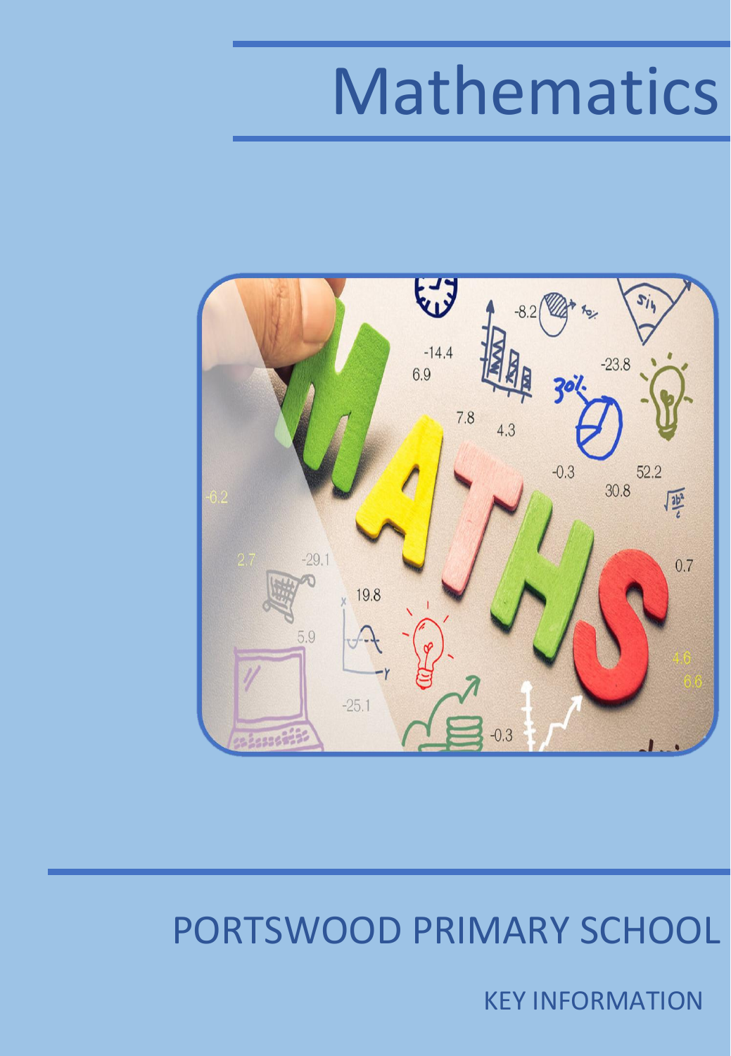# Mathematics

## PORTSWOOD PRIMARY SCHOOL

KEY INFORMATION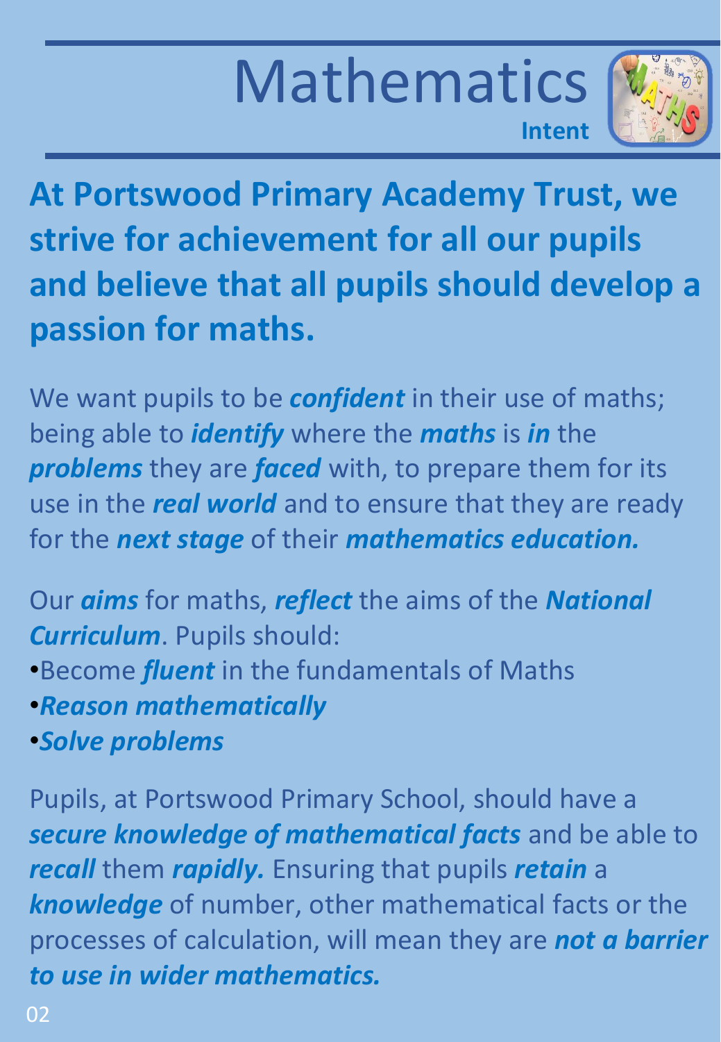# Mathematics

### Intent

**At Portswood Primary Academy Trust, we strive for achievement for all our pupils and believe that all pupils should develop a passion for maths.**

We want pupils to be ***confident*** in their use of maths; being able to ***identify*** where the ***maths*** is ***in*** the ***problems*** they are ***faced*** with, to prepare them for its use in the ***real world*** and to ensure that they are ready for the ***next stage*** of their ***mathematics education.***

Our ***aims*** for maths, ***reflect*** the aims of the ***National Curriculum***. Pupils should:

- Become ***fluent*** in the fundamentals of Maths
- ***Reason mathematically***
- ***Solve problems***

Pupils, at Portswood Primary School, should have a ***secure knowledge of mathematical facts*** and be able to ***recall*** them ***rapidly.*** Ensuring that pupils ***retain*** a ***knowledge*** of number, other mathematical facts or the processes of calculation, will mean they are ***not a barrier to use in wider mathematics.***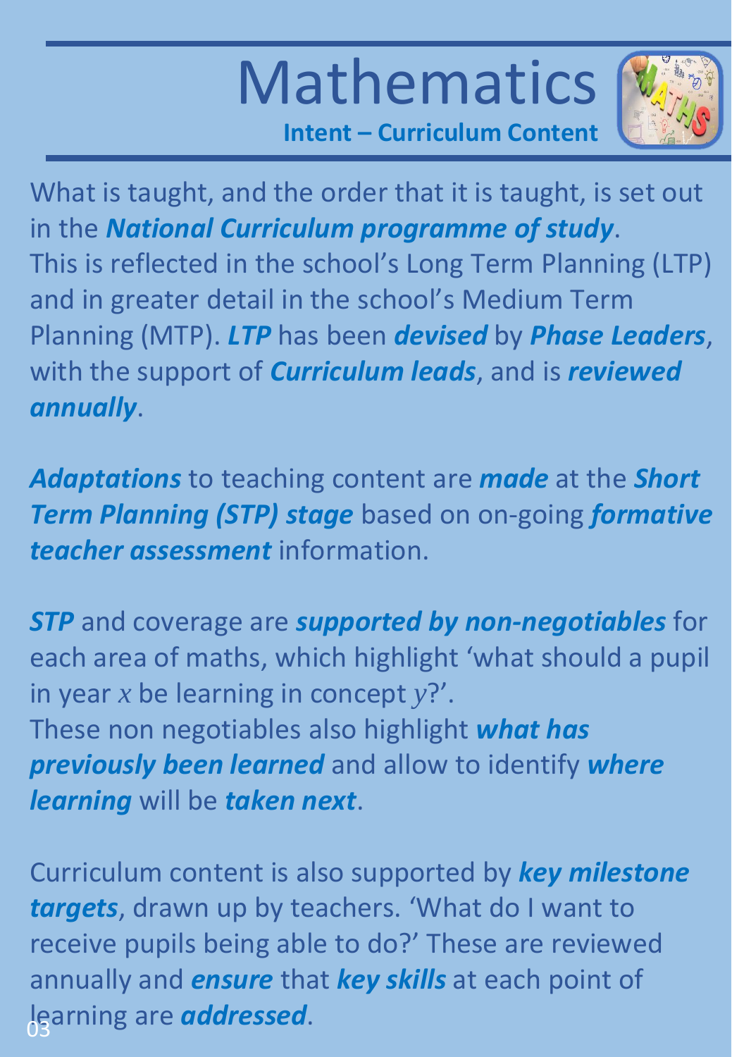# Mathematics

## Intent – Curriculum Content

What is taught, and the order that it is taught, is set out in the ***National Curriculum programme of study***. This is reflected in the school's Long Term Planning (LTP) and in greater detail in the school's Medium Term Planning (MTP). ***LTP*** has been ***devised*** by ***Phase Leaders***, with the support of ***Curriculum leads***, and is ***reviewed annually***.

***Adaptations*** to teaching content are ***made*** at the ***Short Term Planning (STP) stage*** based on on-going ***formative teacher assessment*** information.

***STP*** and coverage are ***supported by non-negotiables*** for each area of maths, which highlight 'what should a pupil in year $x$ be learning in concept $y$?'.
These non negotiables also highlight ***what has previously been learned*** and allow to identify ***where learning*** will be ***taken next***.

Curriculum content is also supported by ***key milestone targets***, drawn up by teachers. 'What do I want to receive pupils being able to do?' These are reviewed annually and ***ensure*** that ***key skills*** at each point of learning are ***addressed***.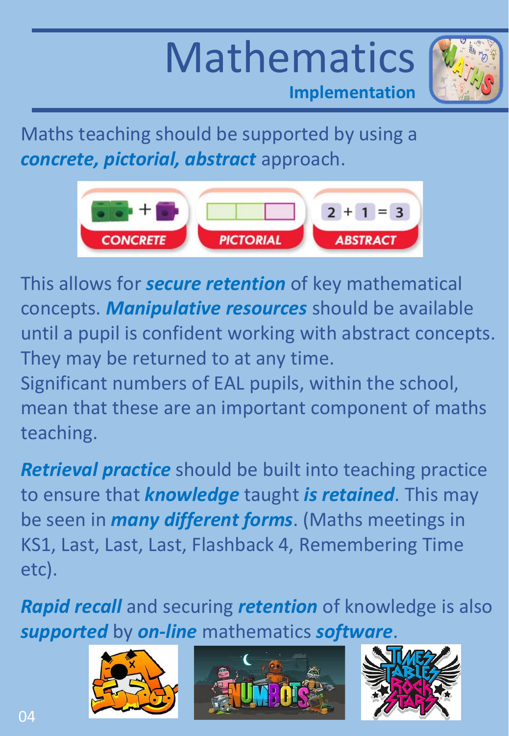# Mathematics

## Implementation

Maths teaching should be supported by using a ***concrete, pictorial, abstract*** approach.

This allows for ***secure retention*** of key mathematical concepts. ***Manipulative resources*** should be available until a pupil is confident working with abstract concepts. They may be returned to at any time.
Significant numbers of EAL pupils, within the school, mean that these are an important component of maths teaching.

***Retrieval practice*** should be built into teaching practice to ensure that ***knowledge*** taught ***is retained***. This may be seen in ***many different forms***. (Maths meetings in KS1, Last, Last, Last, Flashback 4, Remembering Time etc).

***Rapid recall*** and securing ***retention*** of knowledge is also ***supported*** by ***on-line*** mathematics ***software***.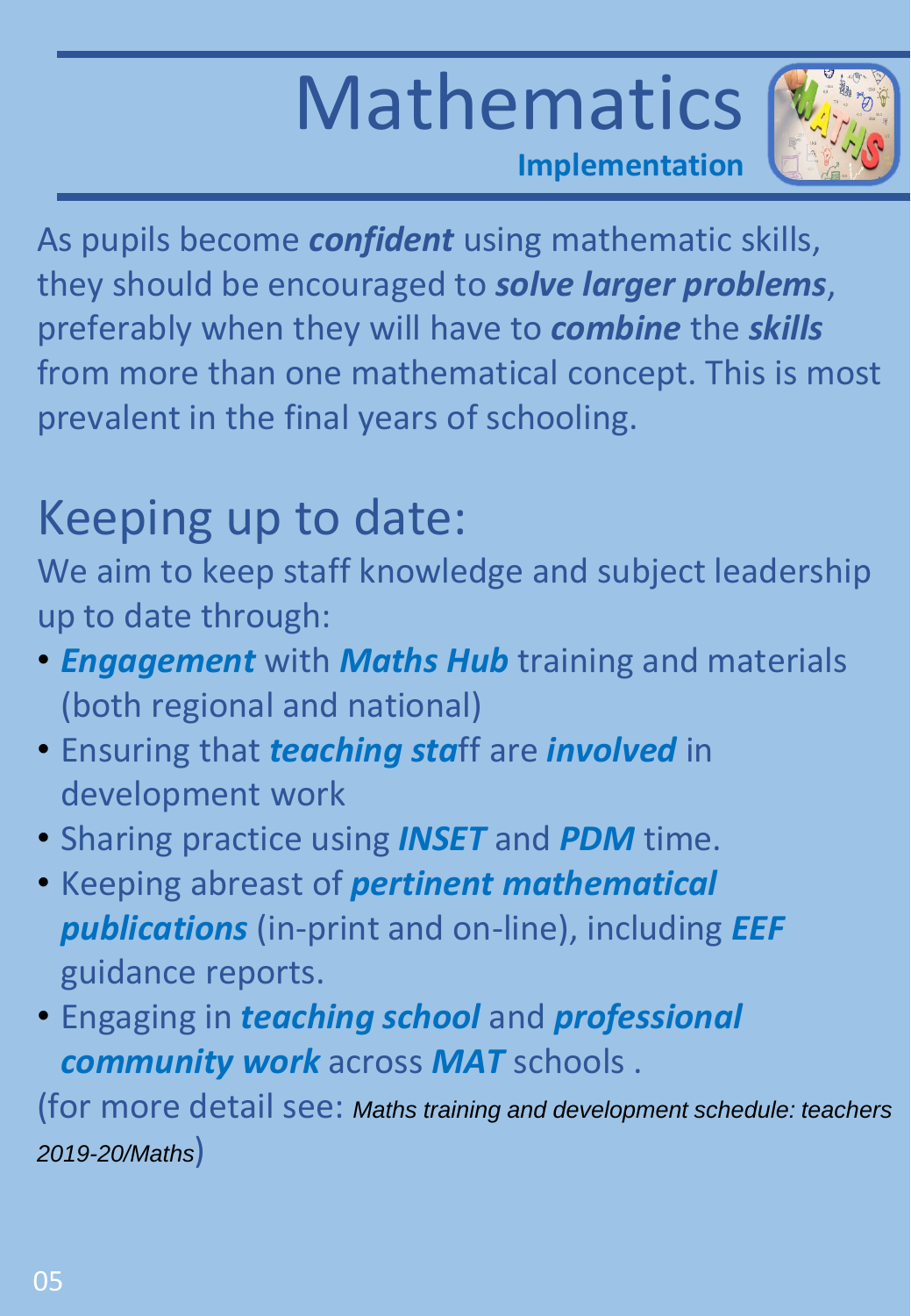# Mathematics

**Implementation**

As pupils become ***confident*** using mathematic skills, they should be encouraged to ***solve larger problems***, preferably when they will have to ***combine*** the ***skills*** from more than one mathematical concept. This is most prevalent in the final years of schooling.

## Keeping up to date:

We aim to keep staff knowledge and subject leadership up to date through:

- ***Engagement*** with ***Maths Hub*** training and materials (both regional and national)
- Ensuring that ***teaching sta***ff are ***involved*** in development work
- Sharing practice using ***INSET*** and ***PDM*** time.
- Keeping abreast of ***pertinent mathematical publications*** (in-print and on-line), including ***EEF*** guidance reports.
- Engaging in ***teaching school*** and ***professional community work*** across ***MAT*** schools .

(for more detail see: *Maths training and development schedule: teachers 2019-20/Maths*)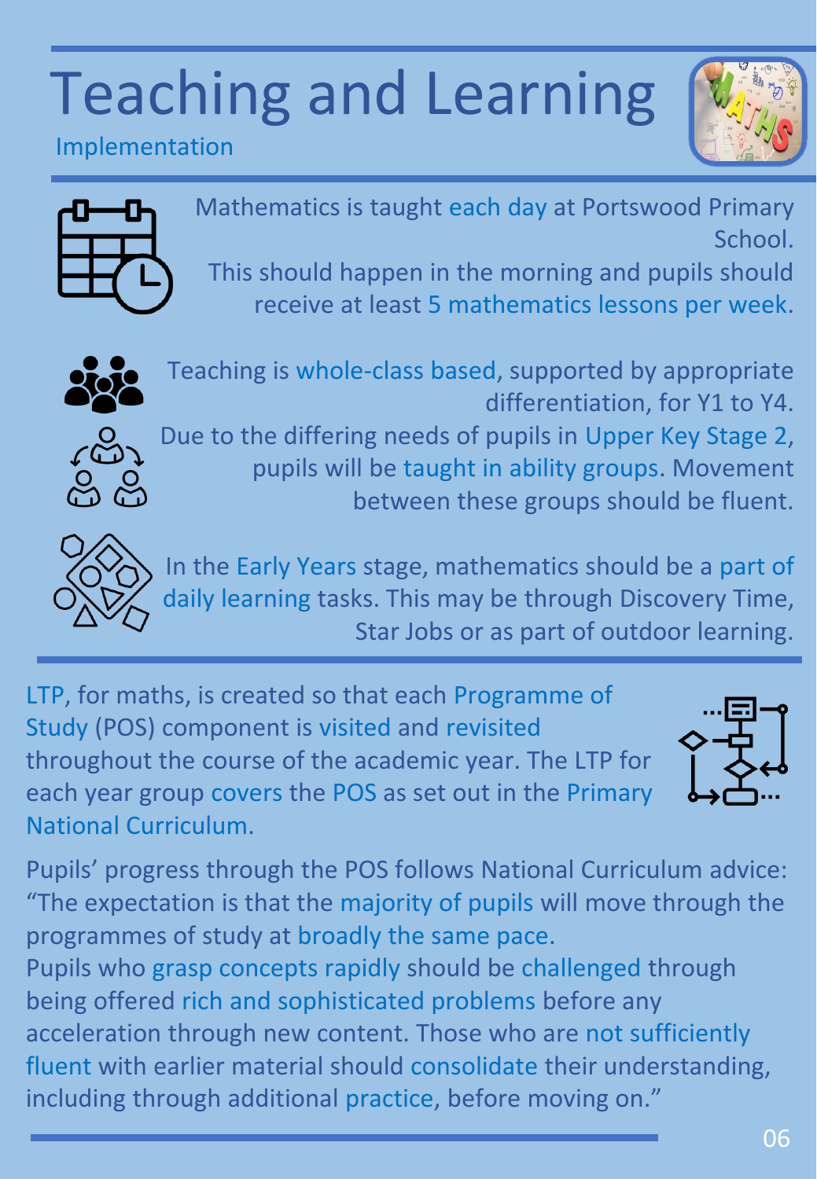# Teaching and Learning

## Implementation

Mathematics is taught each day at Portswood Primary School.
This should happen in the morning and pupils should receive at least 5 mathematics lessons per week.

Teaching is whole-class based, supported by appropriate differentiation, for Y1 to Y4.
Due to the differing needs of pupils in Upper Key Stage 2, pupils will be taught in ability groups. Movement between these groups should be fluent.

In the Early Years stage, mathematics should be a part of daily learning tasks. This may be through Discovery Time, Star Jobs or as part of outdoor learning.

LTP, for maths, is created so that each Programme of Study (POS) component is visited and revisited throughout the course of the academic year. The LTP for each year group covers the POS as set out in the Primary National Curriculum.

Pupils' progress through the POS follows National Curriculum advice:
"The expectation is that the majority of pupils will move through the programmes of study at broadly the same pace.
Pupils who grasp concepts rapidly should be challenged through being offered rich and sophisticated problems before any acceleration through new content. Those who are not sufficiently fluent with earlier material should consolidate their understanding, including through additional practice, before moving on."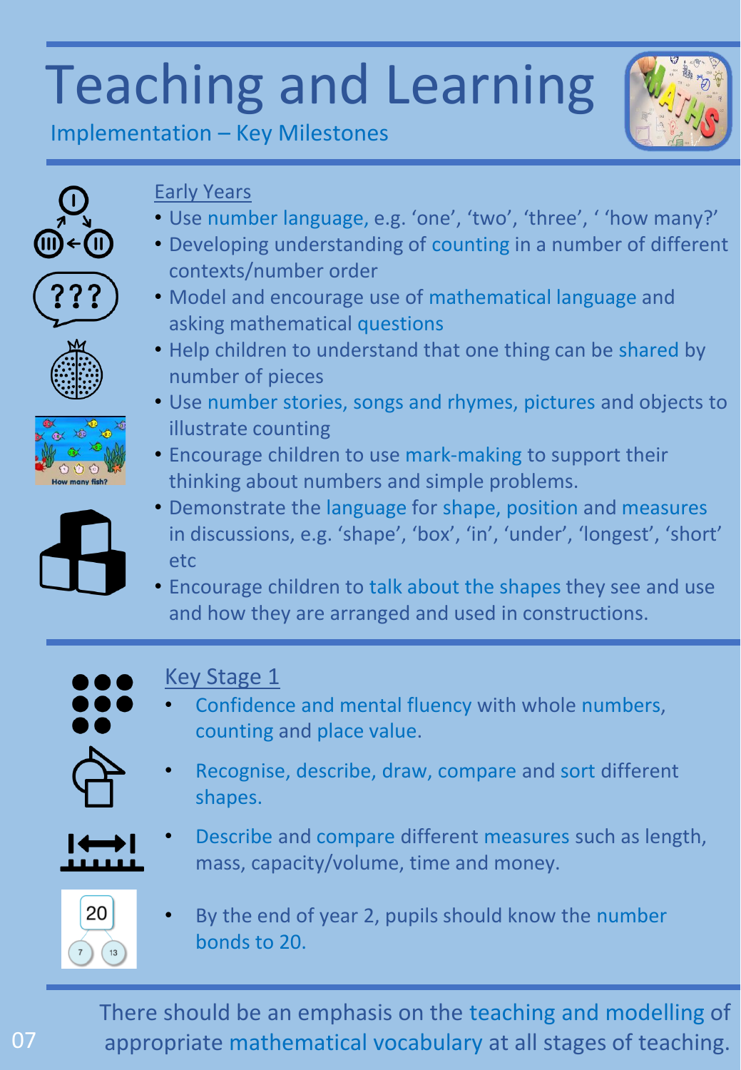# Teaching and Learning

## Implementation – Key Milestones

### Early Years

- Use number language, e.g. 'one', 'two', 'three', ' 'how many?'
- Developing understanding of counting in a number of different contexts/number order
- Model and encourage use of mathematical language and asking mathematical questions
- Help children to understand that one thing can be shared by number of pieces
- Use number stories, songs and rhymes, pictures and objects to illustrate counting
- Encourage children to use mark-making to support their thinking about numbers and simple problems.
- Demonstrate the language for shape, position and measures in discussions, e.g. 'shape', 'box', 'in', 'under', 'longest', 'short' etc
- Encourage children to talk about the shapes they see and use and how they are arranged and used in constructions.

### Key Stage 1

- Confidence and mental fluency with whole numbers, counting and place value.
- Recognise, describe, draw, compare and sort different shapes.
- Describe and compare different measures such as length, mass, capacity/volume, time and money.
- By the end of year 2, pupils should know the number bonds to 20.

There should be an emphasis on the teaching and modelling of appropriate mathematical vocabulary at all stages of teaching.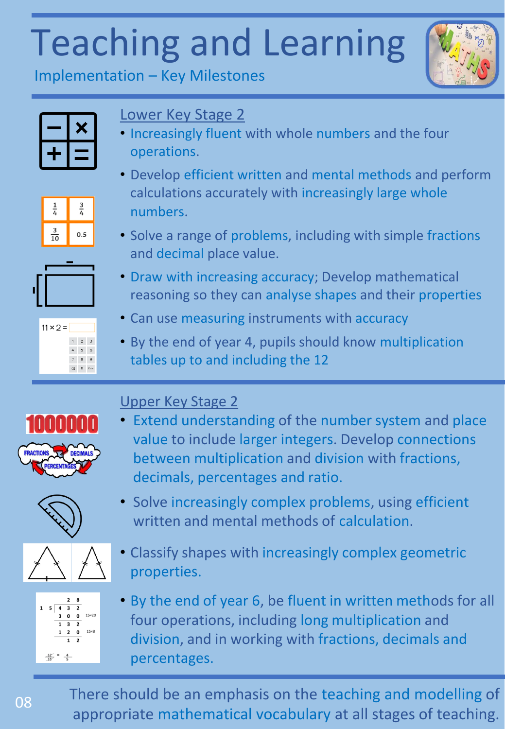# Teaching and Learning

## Implementation – Key Milestones

### Lower Key Stage 2

- Increasingly fluent with whole numbers and the four operations.
- Develop efficient written and mental methods and perform calculations accurately with increasingly large whole numbers.
- Solve a range of problems, including with simple fractions and decimal place value.
- Draw with increasing accuracy; Develop mathematical reasoning so they can analyse shapes and their properties
- Can use measuring instruments with accuracy
- By the end of year 4, pupils should know multiplication tables up to and including the 12

### Upper Key Stage 2

- Extend understanding of the number system and place value to include larger integers. Develop connections between multiplication and division with fractions, decimals, percentages and ratio.
- Solve increasingly complex problems, using efficient written and mental methods of calculation.
- Classify shapes with increasingly complex geometric properties.
- By the end of year 6, be fluent in written methods for all four operations, including long multiplication and division, and in working with fractions, decimals and percentages.

There should be an emphasis on the teaching and modelling of appropriate mathematical vocabulary at all stages of teaching.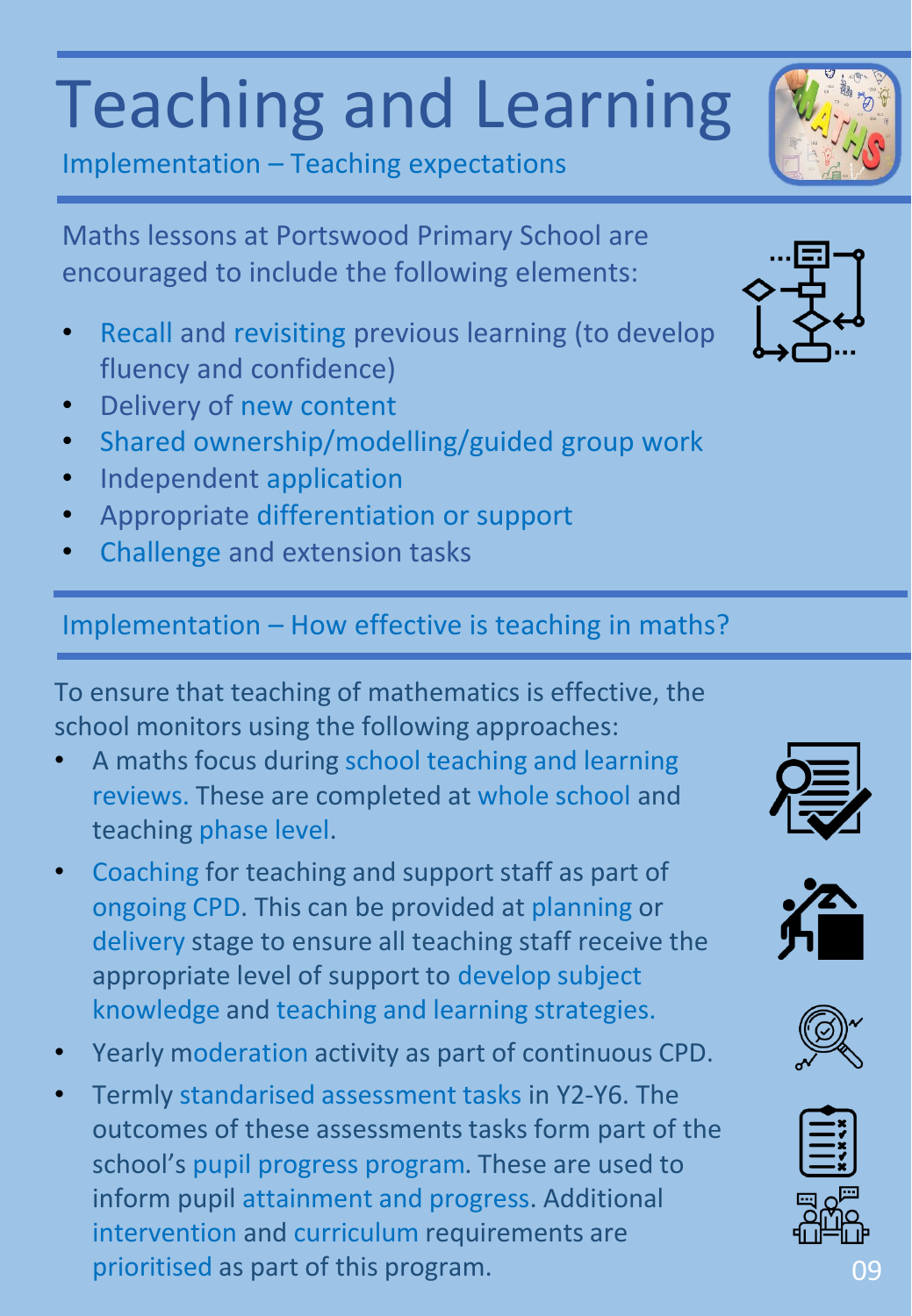# Teaching and Learning

## Implementation – Teaching expectations

Maths lessons at Portswood Primary School are encouraged to include the following elements:

- Recall and revisiting previous learning (to develop fluency and confidence)
- Delivery of new content
- Shared ownership/modelling/guided group work
- Independent application
- Appropriate differentiation or support
- Challenge and extension tasks

## Implementation – How effective is teaching in maths?

To ensure that teaching of mathematics is effective, the school monitors using the following approaches:

- A maths focus during school teaching and learning reviews. These are completed at whole school and teaching phase level.
- Coaching for teaching and support staff as part of ongoing CPD. This can be provided at planning or delivery stage to ensure all teaching staff receive the appropriate level of support to develop subject knowledge and teaching and learning strategies.
- Yearly moderation activity as part of continuous CPD.
- Termly standarised assessment tasks in Y2-Y6. The outcomes of these assessments tasks form part of the school's pupil progress program. These are used to inform pupil attainment and progress. Additional intervention and curriculum requirements are prioritised as part of this program.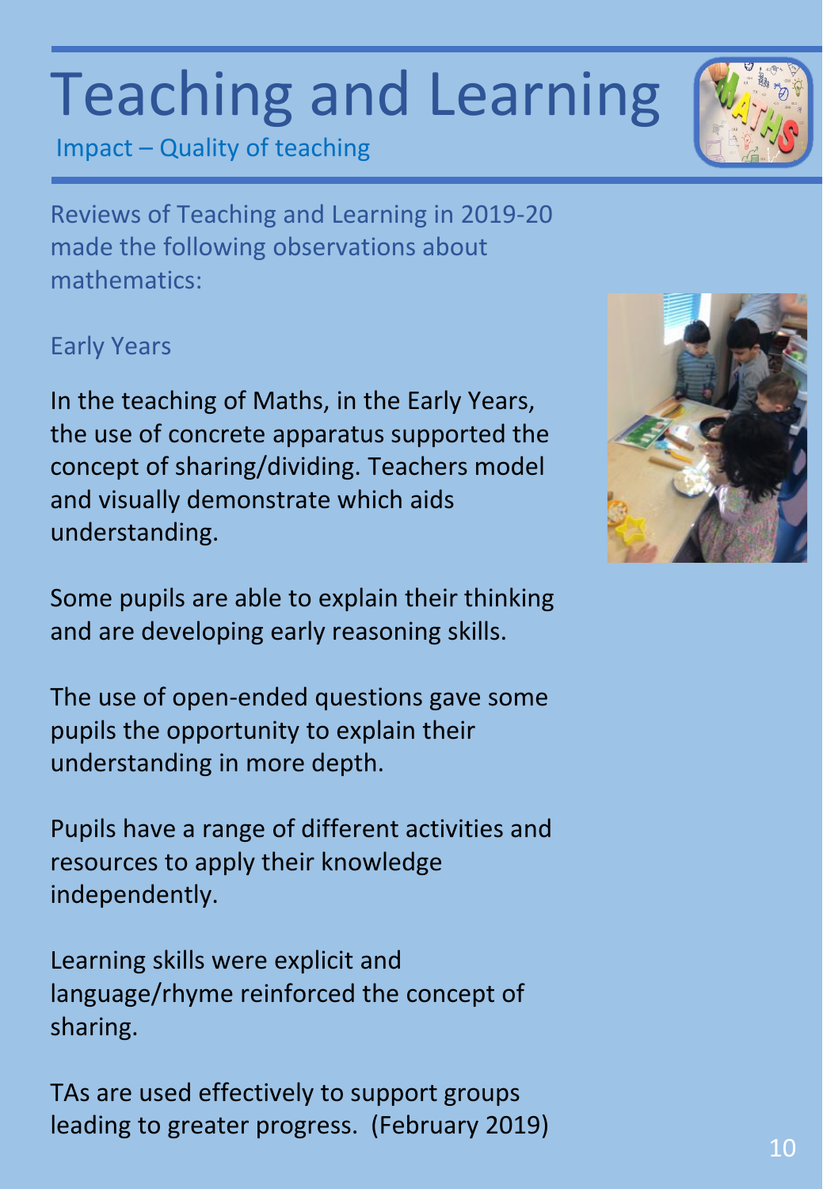# Teaching and Learning

Impact – Quality of teaching

Reviews of Teaching and Learning in 2019-20 made the following observations about mathematics:

## Early Years

In the teaching of Maths, in the Early Years, the use of concrete apparatus supported the concept of sharing/dividing. Teachers model and visually demonstrate which aids understanding.

Some pupils are able to explain their thinking and are developing early reasoning skills.

The use of open-ended questions gave some pupils the opportunity to explain their understanding in more depth.

Pupils have a range of different activities and resources to apply their knowledge independently.

Learning skills were explicit and language/rhyme reinforced the concept of sharing.

TAs are used effectively to support groups leading to greater progress. (February 2019)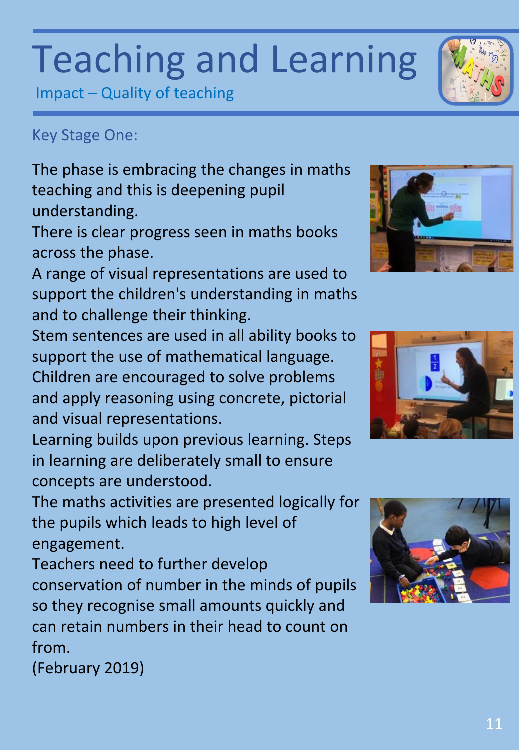# Teaching and Learning

Impact – Quality of teaching

## Key Stage One:

The phase is embracing the changes in maths teaching and this is deepening pupil understanding.

There is clear progress seen in maths books across the phase.

A range of visual representations are used to support the children's understanding in maths and to challenge their thinking.

Stem sentences are used in all ability books to support the use of mathematical language.

Children are encouraged to solve problems and apply reasoning using concrete, pictorial and visual representations.

Learning builds upon previous learning. Steps in learning are deliberately small to ensure concepts are understood.

The maths activities are presented logically for the pupils which leads to high level of engagement.

Teachers need to further develop conservation of number in the minds of pupils so they recognise small amounts quickly and can retain numbers in their head to count on from.

(February 2019)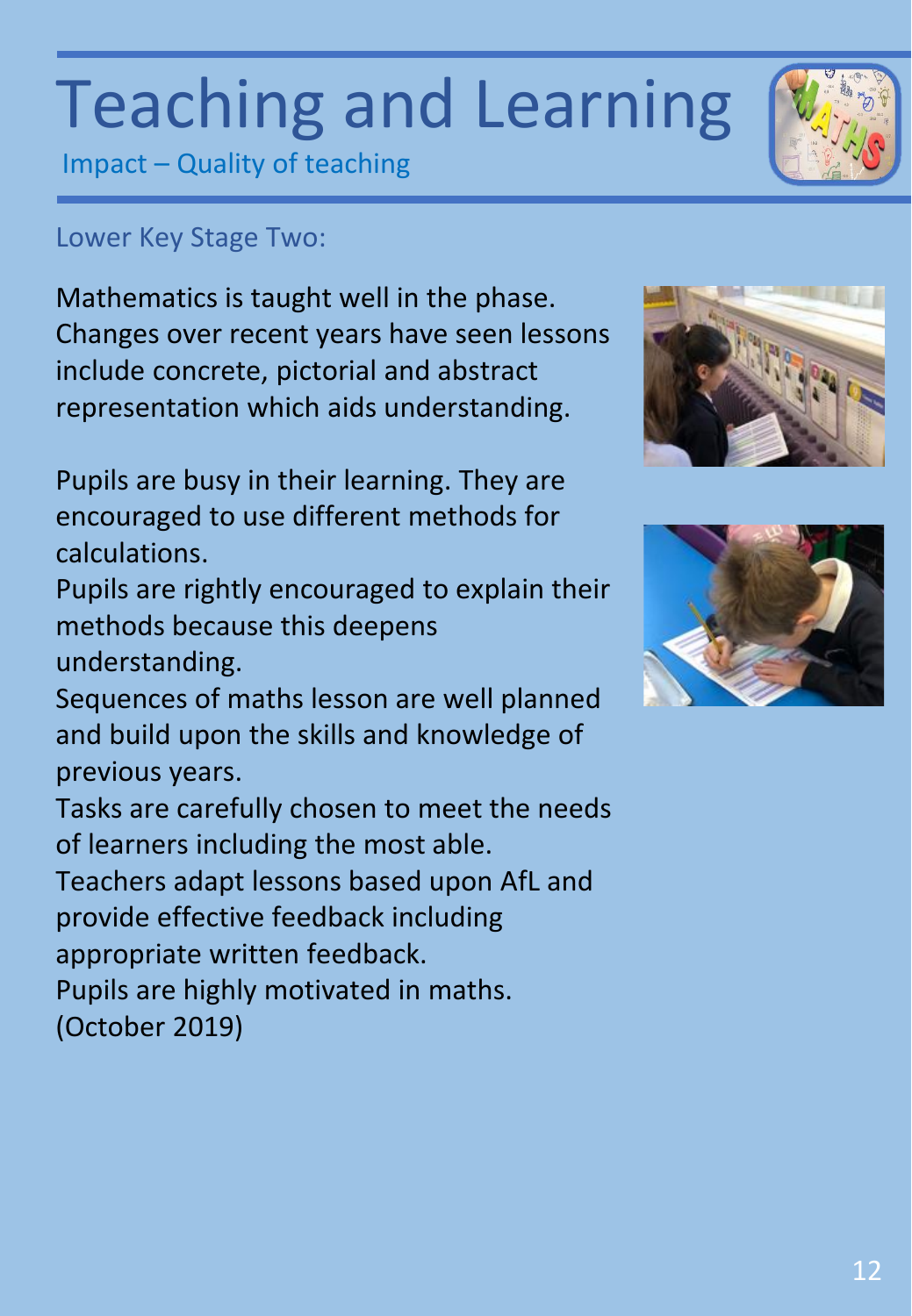# Teaching and Learning

## Impact – Quality of teaching

### Lower Key Stage Two:

Mathematics is taught well in the phase. Changes over recent years have seen lessons include concrete, pictorial and abstract representation which aids understanding.

Pupils are busy in their learning. They are encouraged to use different methods for calculations.
Pupils are rightly encouraged to explain their methods because this deepens understanding.
Sequences of maths lesson are well planned and build upon the skills and knowledge of previous years.
Tasks are carefully chosen to meet the needs of learners including the most able.
Teachers adapt lessons based upon AfL and provide effective feedback including appropriate written feedback.
Pupils are highly motivated in maths.
(October 2019)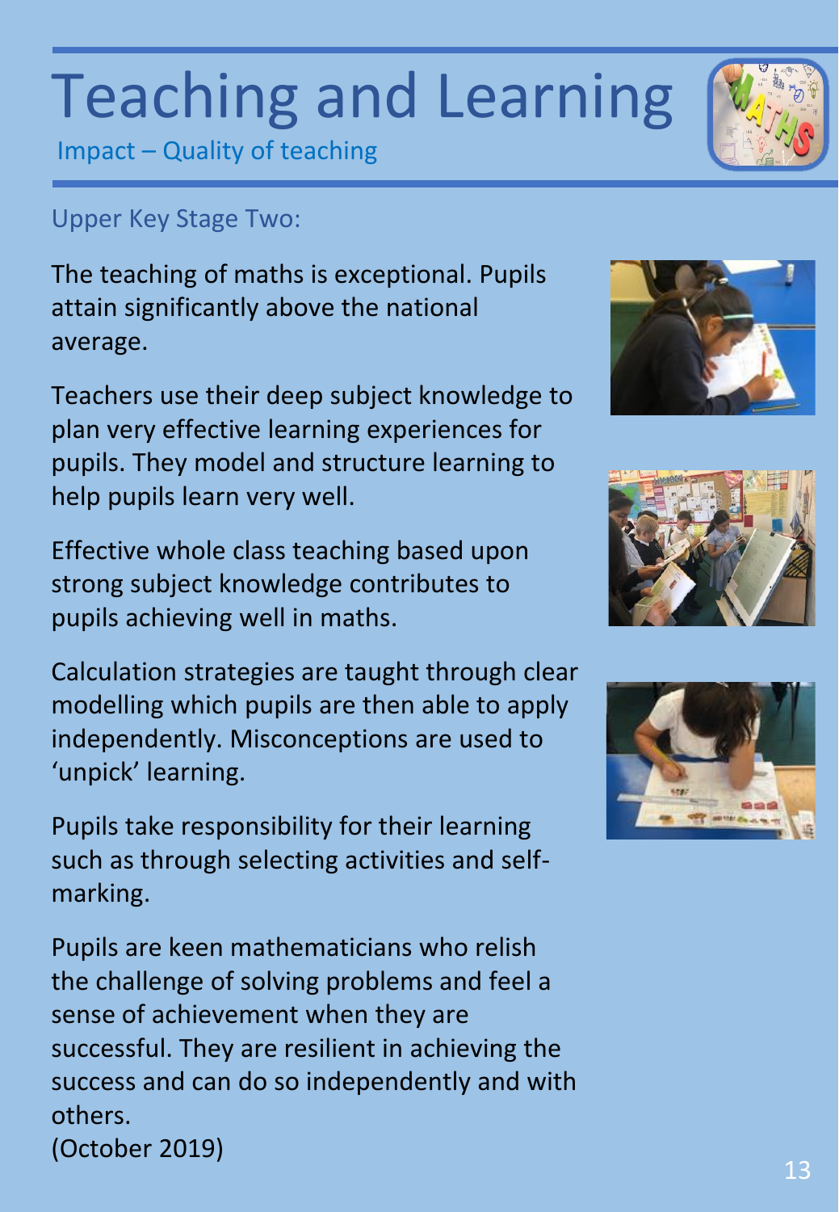# Teaching and Learning

Impact – Quality of teaching

## Upper Key Stage Two:

The teaching of maths is exceptional. Pupils attain significantly above the national average.

Teachers use their deep subject knowledge to plan very effective learning experiences for pupils. They model and structure learning to help pupils learn very well.

Effective whole class teaching based upon strong subject knowledge contributes to pupils achieving well in maths.

Calculation strategies are taught through clear modelling which pupils are then able to apply independently. Misconceptions are used to 'unpick' learning.

Pupils take responsibility for their learning such as through selecting activities and self-marking.

Pupils are keen mathematicians who relish the challenge of solving problems and feel a sense of achievement when they are successful. They are resilient in achieving the success and can do so independently and with others.
(October 2019)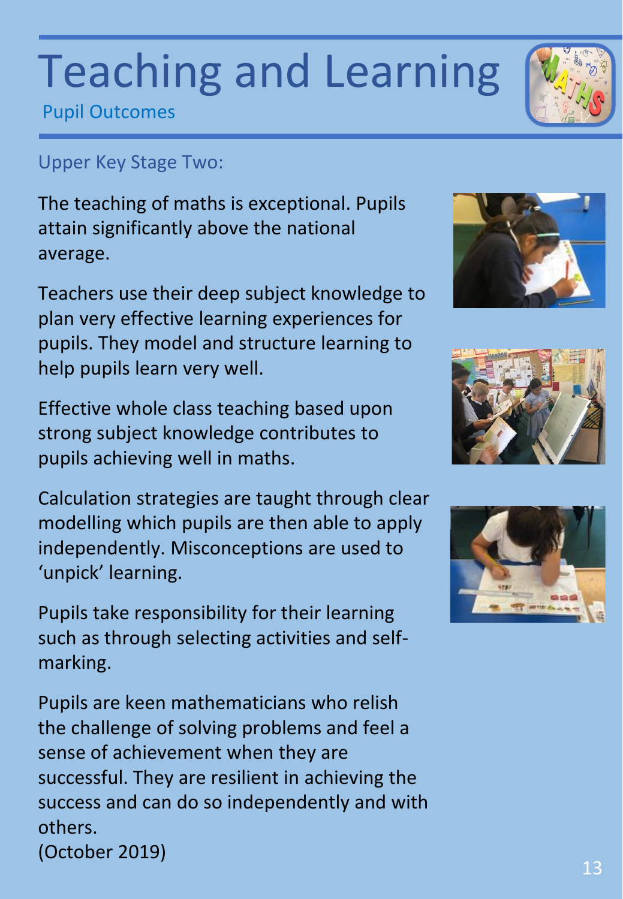# Teaching and Learning

## Pupil Outcomes

### Upper Key Stage Two:

The teaching of maths is exceptional. Pupils attain significantly above the national average.

Teachers use their deep subject knowledge to plan very effective learning experiences for pupils. They model and structure learning to help pupils learn very well.

Effective whole class teaching based upon strong subject knowledge contributes to pupils achieving well in maths.

Calculation strategies are taught through clear modelling which pupils are then able to apply independently. Misconceptions are used to 'unpick' learning.

Pupils take responsibility for their learning such as through selecting activities and self-marking.

Pupils are keen mathematicians who relish the challenge of solving problems and feel a sense of achievement when they are successful. They are resilient in achieving the success and can do so independently and with others.
(October 2019)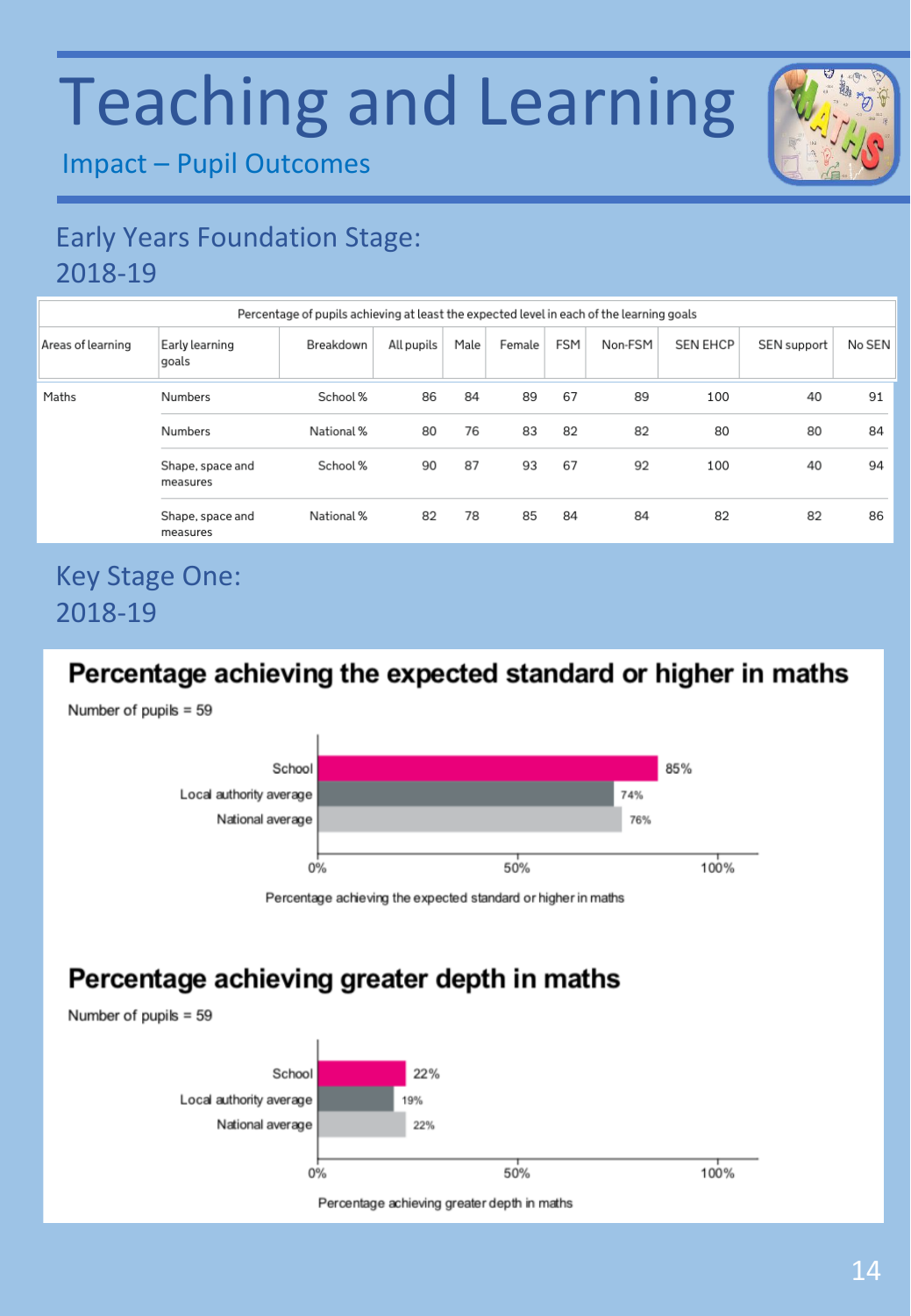# Teaching and Learning

## Impact – Pupil Outcomes

### Early Years Foundation Stage: 2018-19

| Percentage of pupils achieving at least the expected level in each of the learning goals | | | | | | | | | | |
|---|---|---|---|---|---|---|---|---|---|---|
| Areas of learning | Early learning goals | Breakdown | All pupils | Male | Female | FSM | Non-FSM | SEN EHCP | SEN support | No SEN |
| Maths | Numbers | School % | 86 | 84 | 89 | 67 | 89 | 100 | 40 | 91 |
| | Numbers | National % | 80 | 76 | 83 | 82 | 82 | 80 | 80 | 84 |
| | Shape, space and measures | School % | 90 | 87 | 93 | 67 | 92 | 100 | 40 | 94 |
| | Shape, space and measures | National % | 82 | 78 | 85 | 84 | 84 | 82 | 82 | 86 |

### Key Stage One: 2018-19

**Percentage achieving the expected standard or higher in maths**

Number of pupils = 59

| | Percentage achieving the expected standard or higher in maths |
|---|---|
| School | 85% |
| Local authority average | 74% |
| National average | 76% |

**Percentage achieving greater depth in maths**

Number of pupils = 59

| | Percentage achieving greater depth in maths |
|---|---|
| School | 22% |
| Local authority average | 19% |
| National average | 22% |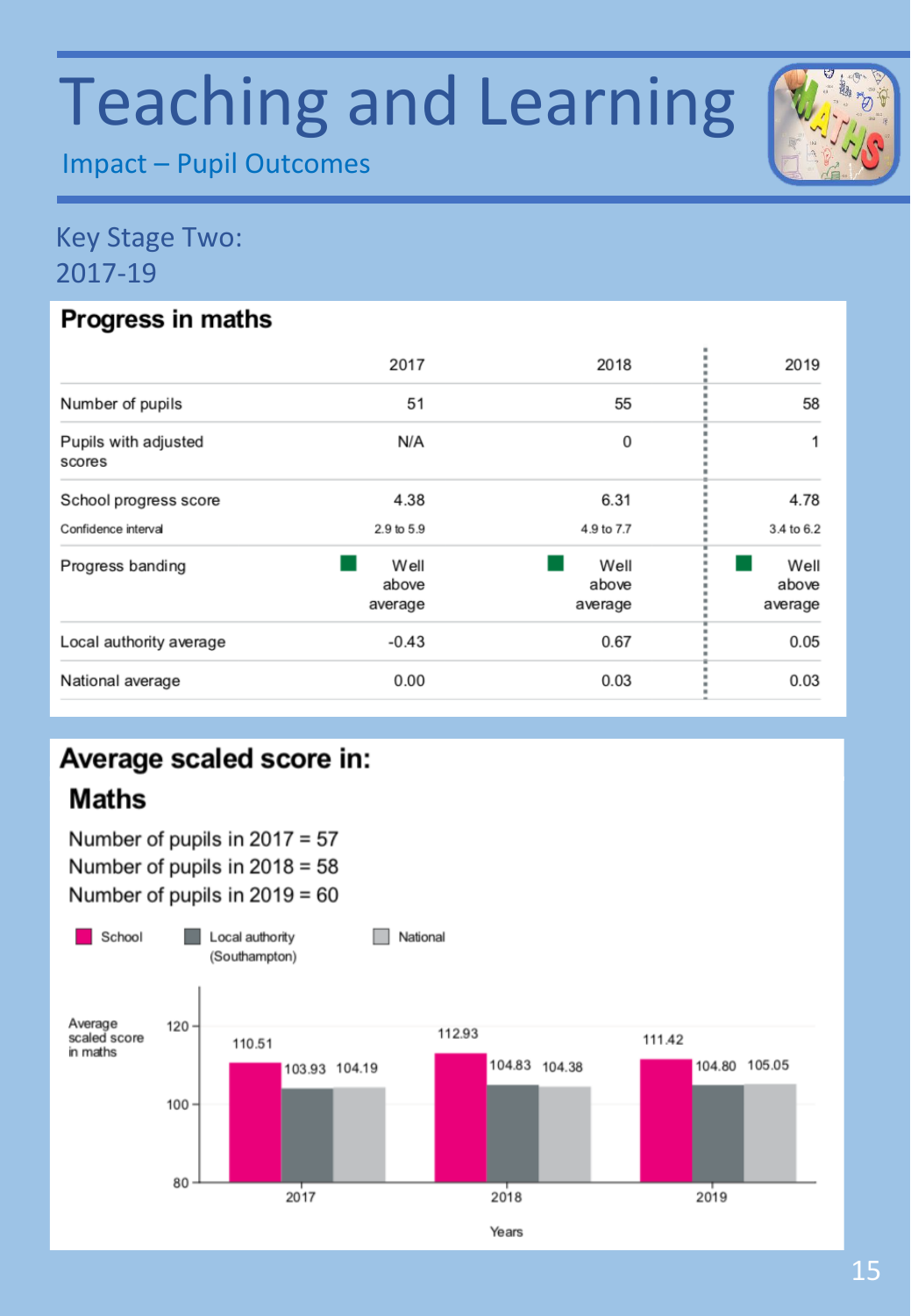# Teaching and Learning

## Impact – Pupil Outcomes

### Key Stage Two: 2017-19

#### Progress in maths

| | 2017 | 2018 | 2019 |
|---|---|---|---|
| Number of pupils | 51 | 55 | 58 |
| Pupils with adjusted scores | N/A | 0 | 1 |
| School progress score | 4.38 | 6.31 | 4.78 |
| Confidence interval | 2.9 to 5.9 | 4.9 to 7.7 | 3.4 to 6.2 |
| Progress banding | Well above average | Well above average | Well above average |
| Local authority average | -0.43 | 0.67 | 0.05 |
| National average | 0.00 | 0.03 | 0.03 |

#### Average scaled score in:

**Maths**

Number of pupils in 2017 = 57
Number of pupils in 2018 = 58
Number of pupils in 2019 = 60

Average scaled score in maths

| Years | School | Local authority (Southampton) | National |
|---|---|---|---|
| 2017 | 110.51 | 103.93 | 104.19 |
| 2018 | 112.93 | 104.83 | 104.38 |
| 2019 | 111.42 | 104.80 | 105.05 |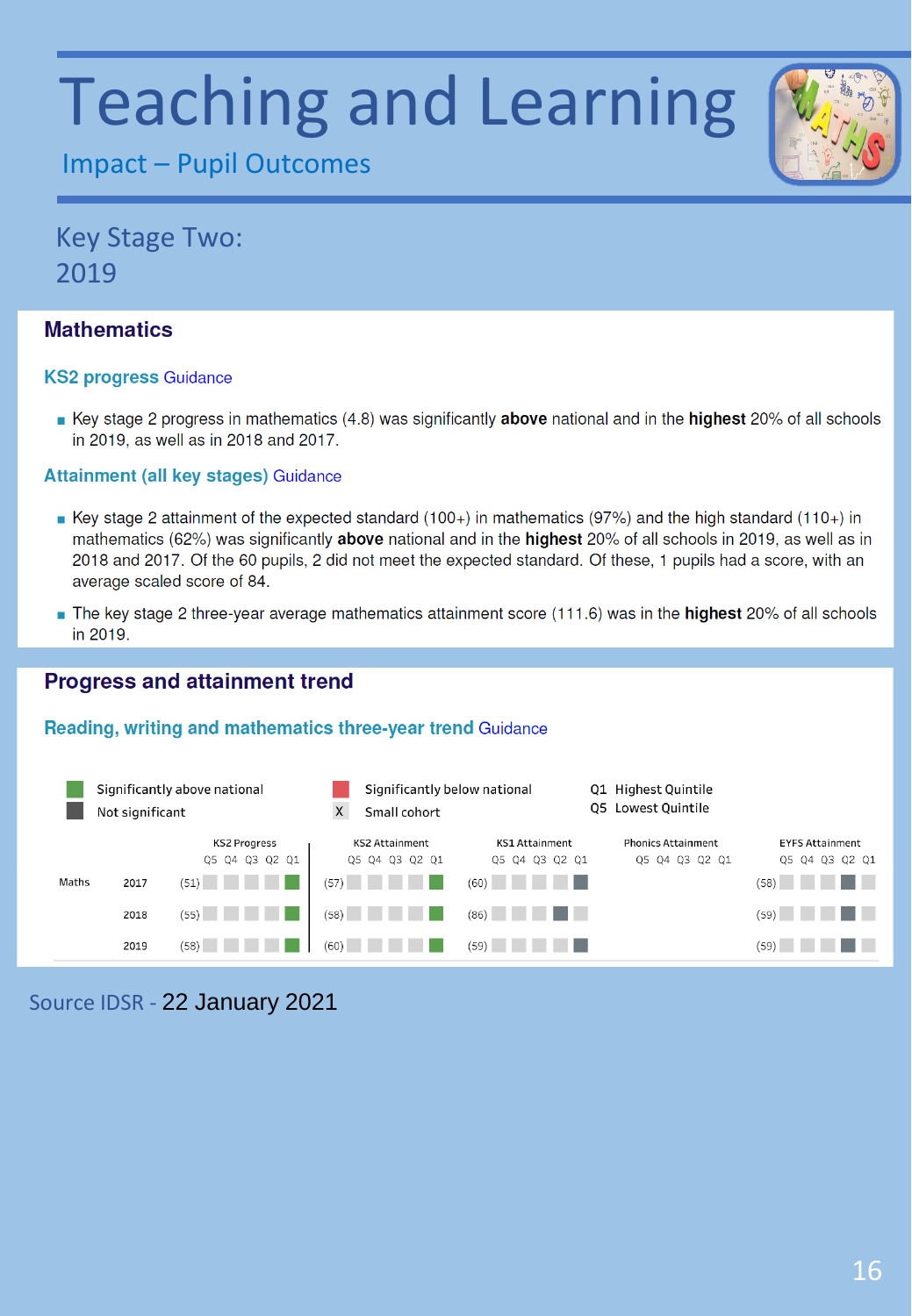# Teaching and Learning

## Impact – Pupil Outcomes

## Key Stage Two: 2019

### Mathematics

**KS2 progress** Guidance

- Key stage 2 progress in mathematics (4.8) was significantly **above** national and in the **highest** 20% of all schools in 2019, as well as in 2018 and 2017.

**Attainment (all key stages)** Guidance

- Key stage 2 attainment of the expected standard (100+) in mathematics (97%) and the high standard (110+) in mathematics (62%) was significantly **above** national and in the **highest** 20% of all schools in 2019, as well as in 2018 and 2017. Of the 60 pupils, 2 did not meet the expected standard. Of these, 1 pupils had a score, with an average scaled score of 84.
- The key stage 2 three-year average mathematics attainment score (111.6) was in the **highest** 20% of all schools in 2019.

### Progress and attainment trend

**Reading, writing and mathematics three-year trend** Guidance

Significantly above national
Not significant
Significantly below national
X Small cohort
Q1 Highest Quintile
Q5 Lowest Quintile

KS2 Progress Q5 Q4 Q3 Q2 Q1
KS2 Attainment Q5 Q4 Q3 Q2 Q1
KS1 Attainment Q5 Q4 Q3 Q2 Q1
Phonics Attainment Q5 Q4 Q3 Q2 Q1
EYFS Attainment Q5 Q4 Q3 Q2 Q1

Maths
2017 (51) (57) (60) (58)
2018 (55) (58) (86) (59)
2019 (58) (60) (59) (59)

Source IDSR - 22 January 2021